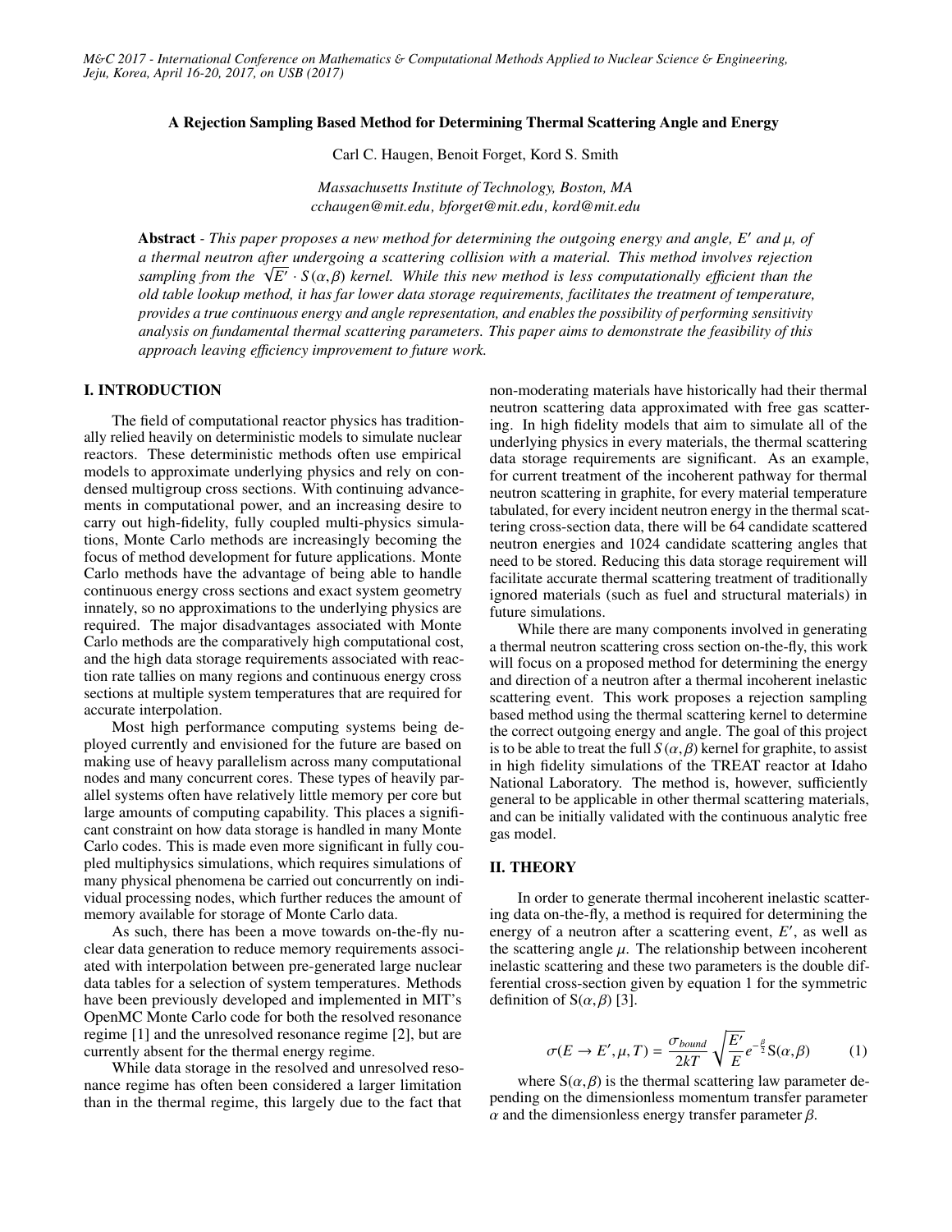# A Rejection Sampling Based Method for Determining Thermal Scattering Angle and Energy

Carl C. Haugen, Benoit Forget, Kord S. Smith

*Massachusetts Institute of Technology, Boston, MA*
*cchaugen@mit.edu, bforget@mit.edu, kord@mit.edu*

**Abstract** - *This paper proposes a new method for determining the outgoing energy and angle, $E'$ and $\mu$, of a thermal neutron after undergoing a scattering collision with a material. This method involves rejection sampling from the $\sqrt{E'} \cdot S(\alpha, \beta)$ kernel. While this new method is less computationally efficient than the old table lookup method, it has far lower data storage requirements, facilitates the treatment of temperature, provides a true continuous energy and angle representation, and enables the possibility of performing sensitivity analysis on fundamental thermal scattering parameters. This paper aims to demonstrate the feasibility of this approach leaving efficiency improvement to future work.*

## I. INTRODUCTION

The field of computational reactor physics has traditionally relied heavily on deterministic models to simulate nuclear reactors. These deterministic methods often use empirical models to approximate underlying physics and rely on condensed multigroup cross sections. With continuing advancements in computational power, and an increasing desire to carry out high-fidelity, fully coupled multi-physics simulations, Monte Carlo methods are increasingly becoming the focus of method development for future applications. Monte Carlo methods have the advantage of being able to handle continuous energy cross sections and exact system geometry innately, so no approximations to the underlying physics are required. The major disadvantages associated with Monte Carlo methods are the comparatively high computational cost, and the high data storage requirements associated with reaction rate tallies on many regions and continuous energy cross sections at multiple system temperatures that are required for accurate interpolation.

Most high performance computing systems being deployed currently and envisioned for the future are based on making use of heavy parallelism across many computational nodes and many concurrent cores. These types of heavily parallel systems often have relatively little memory per core but large amounts of computing capability. This places a significant constraint on how data storage is handled in many Monte Carlo codes. This is made even more significant in fully coupled multiphysics simulations, which requires simulations of many physical phenomena be carried out concurrently on individual processing nodes, which further reduces the amount of memory available for storage of Monte Carlo data.

As such, there has been a move towards on-the-fly nuclear data generation to reduce memory requirements associated with interpolation between pre-generated large nuclear data tables for a selection of system temperatures. Methods have been previously developed and implemented in MIT's OpenMC Monte Carlo code for both the resolved resonance regime [1] and the unresolved resonance regime [2], but are currently absent for the thermal energy regime.

While data storage in the resolved and unresolved resonance regime has often been considered a larger limitation than in the thermal regime, this largely due to the fact that non-moderating materials have historically had their thermal neutron scattering data approximated with free gas scattering. In high fidelity models that aim to simulate all of the underlying physics in every materials, the thermal scattering data storage requirements are significant. As an example, for current treatment of the incoherent pathway for thermal neutron scattering in graphite, for every material temperature tabulated, for every incident neutron energy in the thermal scattering cross-section data, there will be 64 candidate scattered neutron energies and 1024 candidate scattering angles that need to be stored. Reducing this data storage requirement will facilitate accurate thermal scattering treatment of traditionally ignored materials (such as fuel and structural materials) in future simulations.

While there are many components involved in generating a thermal neutron scattering cross section on-the-fly, this work will focus on a proposed method for determining the energy and direction of a neutron after a thermal incoherent inelastic scattering event. This work proposes a rejection sampling based method using the thermal scattering kernel to determine the correct outgoing energy and angle. The goal of this project is to be able to treat the full $S(\alpha, \beta)$ kernel for graphite, to assist in high fidelity simulations of the TREAT reactor at Idaho National Laboratory. The method is, however, sufficiently general to be applicable in other thermal scattering materials, and can be initially validated with the continuous analytic free gas model.

## II. THEORY

In order to generate thermal incoherent inelastic scattering data on-the-fly, a method is required for determining the energy of a neutron after a scattering event, $E'$, as well as the scattering angle $\mu$. The relationship between incoherent inelastic scattering and these two parameters is the double differential cross-section given by equation 1 for the symmetric definition of $S(\alpha, \beta)$ [3].

$$\sigma(E \to E', \mu, T) = \frac{\sigma_{bound}}{2kT} \sqrt{\frac{E'}{E}} e^{-\frac{\beta}{2}} S(\alpha, \beta) \tag{1}$$

where $S(\alpha, \beta)$ is the thermal scattering law parameter depending on the dimensionless momentum transfer parameter $\alpha$ and the dimensionless energy transfer parameter $\beta$.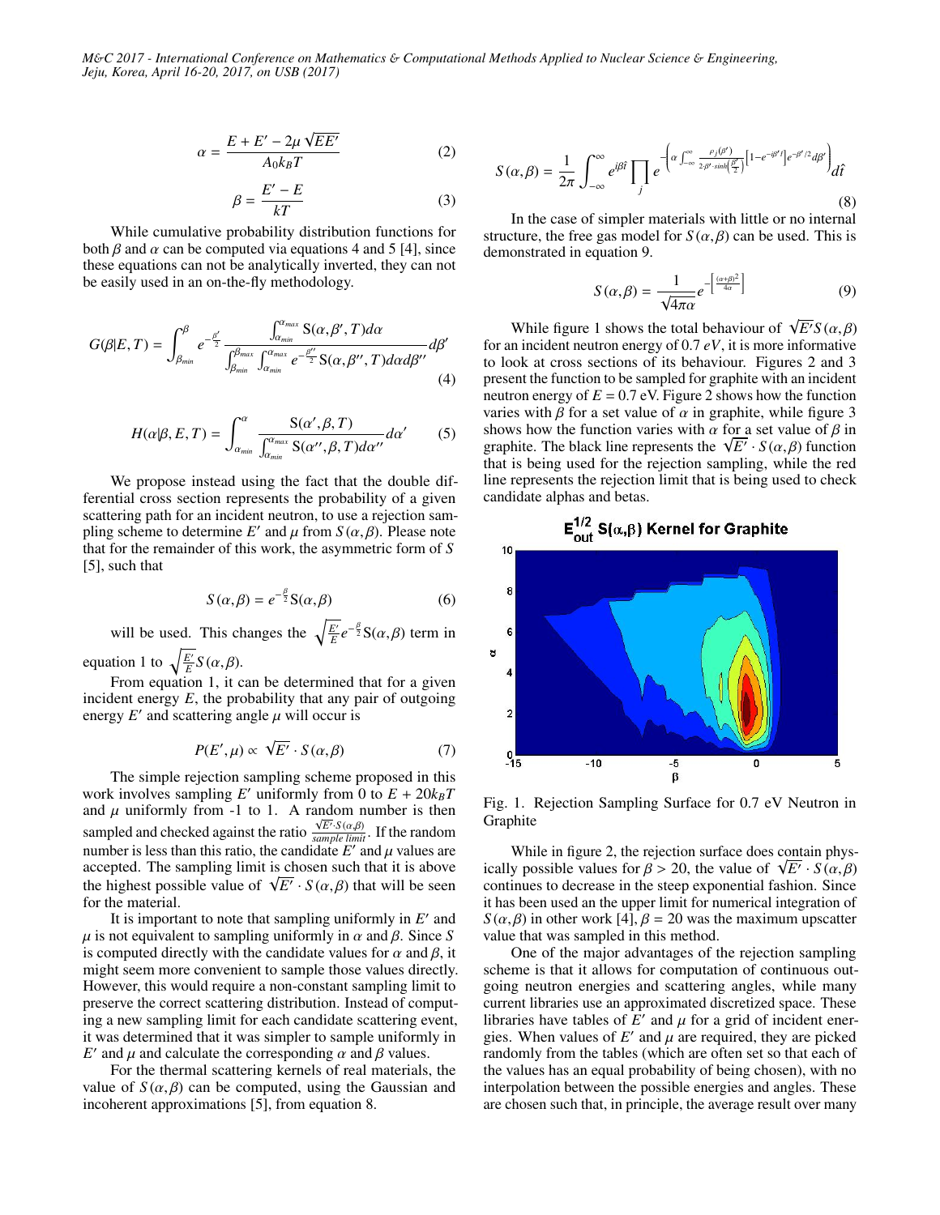$$\alpha = \frac{E + E' - 2\mu\sqrt{EE'}}{A_0 k_B T} \tag{2}$$

$$\beta = \frac{E' - E}{kT} \tag{3}$$

While cumulative probability distribution functions for both $\beta$ and $\alpha$ can be computed via equations 4 and 5 [4], since these equations can not be analytically inverted, they can not be easily used in an on-the-fly methodology.

$$G(\beta|E,T) = \int_{\beta_{min}}^{\beta} e^{-\frac{\beta'}{2}} \frac{\int_{\alpha_{min}}^{\alpha_{max}} \mathrm{S}(\alpha,\beta',T)d\alpha}{\int_{\beta_{min}}^{\beta_{max}}\int_{\alpha_{min}}^{\alpha_{max}} e^{-\frac{\beta''}{2}}\mathrm{S}(\alpha,\beta'',T)d\alpha d\beta''} d\beta' \tag{4}$$

$$H(\alpha|\beta,E,T) = \int_{\alpha_{min}}^{\alpha} \frac{\mathrm{S}(\alpha',\beta,T)}{\int_{\alpha_{min}}^{\alpha_{max}} \mathrm{S}(\alpha'',\beta,T)d\alpha''} d\alpha' \tag{5}$$

We propose instead using the fact that the double differential cross section represents the probability of a given scattering path for an incident neutron, to use a rejection sampling scheme to determine $E'$ and $\mu$ from $S(\alpha,\beta)$. Please note that for the remainder of this work, the asymmetric form of $S$ [5], such that

$$S(\alpha,\beta) = e^{-\frac{\beta}{2}}\mathrm{S}(\alpha,\beta) \tag{6}$$

will be used. This changes the $\sqrt{\frac{E'}{E}}e^{-\frac{\beta}{2}}\mathrm{S}(\alpha,\beta)$ term in equation 1 to $\sqrt{\frac{E'}{E}}S(\alpha,\beta)$.

From equation 1, it can be determined that for a given incident energy $E$, the probability that any pair of outgoing energy $E'$ and scattering angle $\mu$ will occur is

$$P(E',\mu) \propto \sqrt{E'} \cdot S(\alpha,\beta) \tag{7}$$

The simple rejection sampling scheme proposed in this work involves sampling $E'$ uniformly from 0 to $E + 20k_BT$ and $\mu$ uniformly from -1 to 1. A random number is then sampled and checked against the ratio $\frac{\sqrt{E'}\cdot S(\alpha,\beta)}{sample\ limit}$. If the random number is less than this ratio, the candidate $E'$ and $\mu$ values are accepted. The sampling limit is chosen such that it is above the highest possible value of $\sqrt{E'}\cdot S(\alpha,\beta)$ that will be seen for the material.

It is important to note that sampling uniformly in $E'$ and $\mu$ is not equivalent to sampling uniformly in $\alpha$ and $\beta$. Since $S$ is computed directly with the candidate values for $\alpha$ and $\beta$, it might seem more convenient to sample those values directly. However, this would require a non-constant sampling limit to preserve the correct scattering distribution. Instead of computing a new sampling limit for each candidate scattering event, it was determined that it was simpler to sample uniformly in $E'$ and $\mu$ and calculate the corresponding $\alpha$ and $\beta$ values.

For the thermal scattering kernels of real materials, the value of $S(\alpha,\beta)$ can be computed, using the Gaussian and incoherent approximations [5], from equation 8.

$$S(\alpha,\beta) = \frac{1}{2\pi}\int_{-\infty}^{\infty} e^{i\beta\hat{t}} \prod_j e^{-\left(\alpha\int_{-\infty}^{\infty}\frac{\rho_j(\beta')}{2\cdot\beta'\cdot\sinh\left(\frac{\beta'}{2}\right)}\left[1-e^{-i\beta'\hat{t}}\right]e^{-\beta'/2}d\beta'\right)} d\hat{t} \tag{8}$$

In the case of simpler materials with little or no internal structure, the free gas model for $S(\alpha,\beta)$ can be used. This is demonstrated in equation 9.

$$S(\alpha,\beta) = \frac{1}{\sqrt{4\pi\alpha}} e^{-\left[\frac{(\alpha+\beta)^2}{4\alpha}\right]} \tag{9}$$

While figure 1 shows the total behaviour of $\sqrt{E'}S(\alpha,\beta)$ for an incident neutron energy of 0.7 *eV*, it is more informative to look at cross sections of its behaviour. Figures 2 and 3 present the function to be sampled for graphite with an incident neutron energy of $E = 0.7$ eV. Figure 2 shows how the function varies with $\beta$ for a set value of $\alpha$ in graphite, while figure 3 shows how the function varies with $\alpha$ for a set value of $\beta$ in graphite. The black line represents the $\sqrt{E'}\cdot S(\alpha,\beta)$ function that is being used for the rejection sampling, while the red line represents the rejection limit that is being used to check candidate alphas and betas.

Fig. 1. Rejection Sampling Surface for 0.7 eV Neutron in Graphite

While in figure 2, the rejection surface does contain physically possible values for $\beta > 20$, the value of $\sqrt{E'}\cdot S(\alpha,\beta)$ continues to decrease in the steep exponential fashion. Since it has been used an the upper limit for numerical integration of $S(\alpha,\beta)$ in other work [4], $\beta = 20$ was the maximum upscatter value that was sampled in this method.

One of the major advantages of the rejection sampling scheme is that it allows for computation of continuous outgoing neutron energies and scattering angles, while many current libraries use an approximated discretized space. These libraries have tables of $E'$ and $\mu$ for a grid of incident energies. When values of $E'$ and $\mu$ are required, they are picked randomly from the tables (which are often set so that each of the values has an equal probability of being chosen), with no interpolation between the possible energies and angles. These are chosen such that, in principle, the average result over many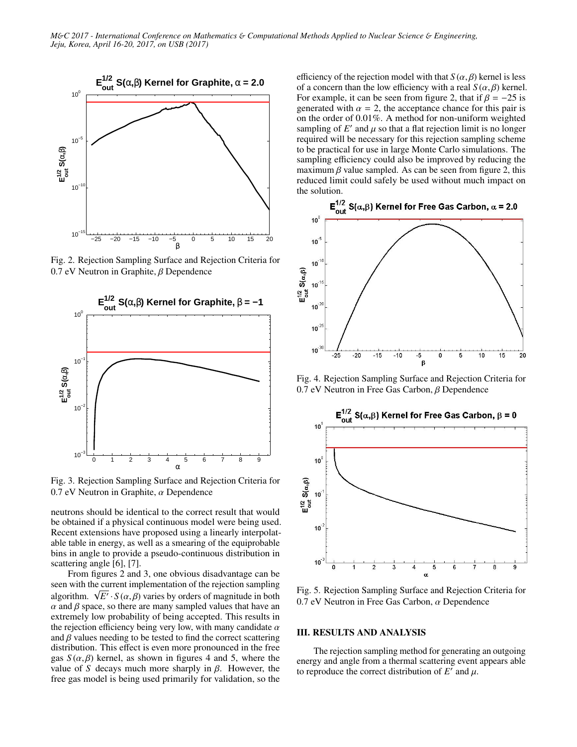Fig. 2. Rejection Sampling Surface and Rejection Criteria for 0.7 eV Neutron in Graphite, $\beta$ Dependence

Fig. 3. Rejection Sampling Surface and Rejection Criteria for 0.7 eV Neutron in Graphite, $\alpha$ Dependence

neutrons should be identical to the correct result that would be obtained if a physical continuous model were being used. Recent extensions have proposed using a linearly interpolatable table in energy, as well as a smearing of the equiprobable bins in angle to provide a pseudo-continuous distribution in scattering angle [6], [7].

From figures 2 and 3, one obvious disadvantage can be seen with the current implementation of the rejection sampling algorithm. $\sqrt{E'} \cdot S(\alpha, \beta)$ varies by orders of magnitude in both $\alpha$ and $\beta$ space, so there are many sampled values that have an extremely low probability of being accepted. This results in the rejection efficiency being very low, with many candidate $\alpha$ and $\beta$ values needing to be tested to find the correct scattering distribution. This effect is even more pronounced in the free gas $S(\alpha, \beta)$ kernel, as shown in figures 4 and 5, where the value of $S$ decays much more sharply in $\beta$. However, the free gas model is being used primarily for validation, so the efficiency of the rejection model with that $S(\alpha, \beta)$ kernel is less of a concern than the low efficiency with a real $S(\alpha, \beta)$ kernel. For example, it can be seen from figure 2, that if $\beta = -25$ is generated with $\alpha = 2$, the acceptance chance for this pair is on the order of 0.01%. A method for non-uniform weighted sampling of $E'$ and $\mu$ so that a flat rejection limit is no longer required will be necessary for this rejection sampling scheme to be practical for use in large Monte Carlo simulations. The sampling efficiency could also be improved by reducing the maximum $\beta$ value sampled. As can be seen from figure 2, this reduced limit could safely be used without much impact on the solution.

Fig. 4. Rejection Sampling Surface and Rejection Criteria for 0.7 eV Neutron in Free Gas Carbon, $\beta$ Dependence

Fig. 5. Rejection Sampling Surface and Rejection Criteria for 0.7 eV Neutron in Free Gas Carbon, $\alpha$ Dependence

## III. RESULTS AND ANALYSIS

The rejection sampling method for generating an outgoing energy and angle from a thermal scattering event appears able to reproduce the correct distribution of $E'$ and $\mu$.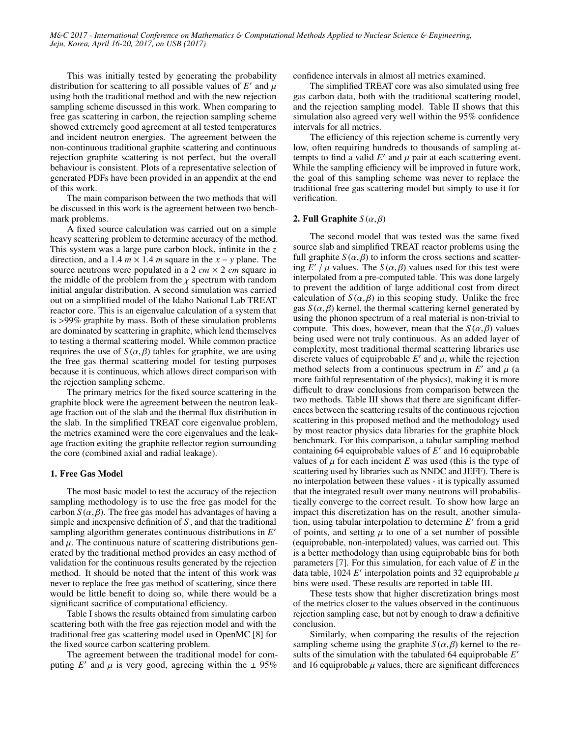This was initially tested by generating the probability distribution for scattering to all possible values of $E'$ and $\mu$ using both the traditional method and with the new rejection sampling scheme discussed in this work. When comparing to free gas scattering in carbon, the rejection sampling scheme showed extremely good agreement at all tested temperatures and incident neutron energies. The agreement between the non-continuous traditional graphite scattering and continuous rejection graphite scattering is not perfect, but the overall behaviour is consistent. Plots of a representative selection of generated PDFs have been provided in an appendix at the end of this work.

The main comparison between the two methods that will be discussed in this work is the agreement between two benchmark problems.

A fixed source calculation was carried out on a simple heavy scattering problem to determine accuracy of the method. This system was a large pure carbon block, infinite in the $z$ direction, and a $1.4\ m \times 1.4\ m$ square in the $x-y$ plane. The source neutrons were populated in a $2\ cm \times 2\ cm$ square in the middle of the problem from the $\chi$ spectrum with random initial angular distribution. A second simulation was carried out on a simplified model of the Idaho National Lab TREAT reactor core. This is an eigenvalue calculation of a system that is >99% graphite by mass. Both of these simulation problems are dominated by scattering in graphite, which lend themselves to testing a thermal scattering model. While common practice requires the use of $S(\alpha, \beta)$ tables for graphite, we are using the free gas thermal scattering model for testing purposes because it is continuous, which allows direct comparison with the rejection sampling scheme.

The primary metrics for the fixed source scattering in the graphite block were the agreement between the neutron leakage fraction out of the slab and the thermal flux distribution in the slab. In the simplified TREAT core eigenvalue problem, the metrics examined were the core eigenvalues and the leakage fraction exiting the graphite reflector region surrounding the core (combined axial and radial leakage).

### 1. Free Gas Model

The most basic model to test the accuracy of the rejection sampling methodology is to use the free gas model for the carbon $S(\alpha, \beta)$. The free gas model has advantages of having a simple and inexpensive definition of $S$, and that the traditional sampling algorithm generates continuous distributions in $E'$ and $\mu$. The continuous nature of scattering distributions generated by the traditional method provides an easy method of validation for the continuous results generated by the rejection method. It should be noted that the intent of this work was never to replace the free gas method of scattering, since there would be little benefit to doing so, while there would be a significant sacrifice of computational efficiency.

Table I shows the results obtained from simulating carbon scattering both with the free gas rejection model and with the traditional free gas scattering model used in OpenMC [8] for the fixed source carbon scattering problem.

The agreement between the traditional model for computing $E'$ and $\mu$ is very good, agreeing within the $\pm$ 95% confidence intervals in almost all metrics examined.

The simplified TREAT core was also simulated using free gas carbon data, both with the traditional scattering model, and the rejection sampling model. Table II shows that this simulation also agreed very well within the 95% confidence intervals for all metrics.

The efficiency of this rejection scheme is currently very low, often requiring hundreds to thousands of sampling attempts to find a valid $E'$ and $\mu$ pair at each scattering event. While the sampling efficiency will be improved in future work, the goal of this sampling scheme was never to replace the traditional free gas scattering model but simply to use it for verification.

### 2. Full Graphite $S(\alpha, \beta)$

The second model that was tested was the same fixed source slab and simplified TREAT reactor problems using the full graphite $S(\alpha, \beta)$ to inform the cross sections and scattering $E'$ / $\mu$ values. The $S(\alpha, \beta)$ values used for this test were interpolated from a pre-computed table. This was done largely to prevent the addition of large additional cost from direct calculation of $S(\alpha, \beta)$ in this scoping study. Unlike the free gas $S(\alpha, \beta)$ kernel, the thermal scattering kernel generated by using the phonon spectrum of a real material is non-trivial to compute. This does, however, mean that the $S(\alpha, \beta)$ values being used were not truly continuous. As an added layer of complexity, most traditional thermal scattering libraries use discrete values of equiprobable $E'$ and $\mu$, while the rejection method selects from a continuous spectrum in $E'$ and $\mu$ (a more faithful representation of the physics), making it is more difficult to draw conclusions from comparison between the two methods. Table III shows that there are significant differences between the scattering results of the continuous rejection scattering in this proposed method and the methodology used by most reactor physics data libraries for the graphite block benchmark. For this comparison, a tabular sampling method containing 64 equiprobable values of $E'$ and 16 equiprobable values of $\mu$ for each incident $E$ was used (this is the type of scattering used by libraries such as NNDC and JEFF). There is no interpolation between these values - it is typically assumed that the integrated result over many neutrons will probabilistically converge to the correct result. To show how large an impact this discretization has on the result, another simulation, using tabular interpolation to determine $E'$ from a grid of points, and setting $\mu$ to one of a set number of possible (equiprobable, non-interpolated) values, was carried out. This is a better methodology than using equiprobable bins for both parameters [7]. For this simulation, for each value of $E$ in the data table, 1024 $E'$ interpolation points and 32 equiprobable $\mu$ bins were used. These results are reported in table III.

These tests show that higher discretization brings most of the metrics closer to the values observed in the continuous rejection sampling case, but not by enough to draw a definitive conclusion.

Similarly, when comparing the results of the rejection sampling scheme using the graphite $S(\alpha, \beta)$ kernel to the results of the simulation with the tabulated 64 equiprobable $E'$ and 16 equiprobable $\mu$ values, there are significant differences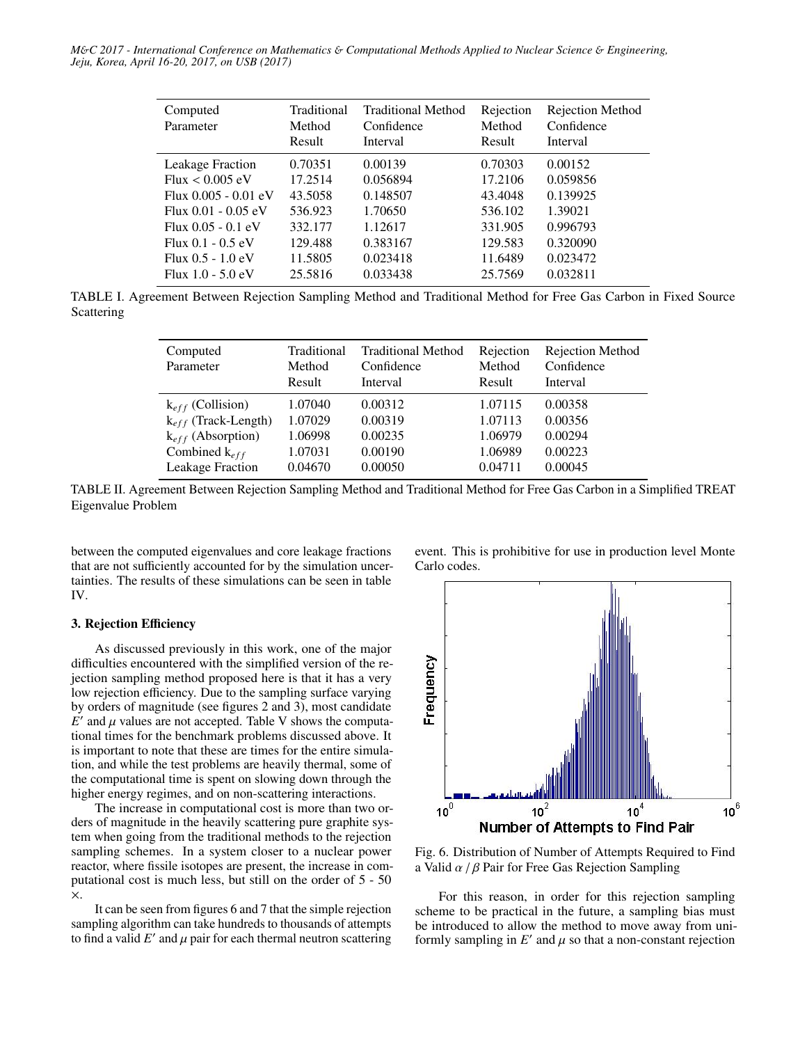| Computed Parameter | Traditional Method Result | Traditional Method Confidence Interval | Rejection Method Result | Rejection Method Confidence Interval |
|---|---|---|---|---|
| Leakage Fraction | 0.70351 | 0.00139 | 0.70303 | 0.00152 |
| Flux < 0.005 eV | 17.2514 | 0.056894 | 17.2106 | 0.059856 |
| Flux 0.005 - 0.01 eV | 43.5058 | 0.148507 | 43.4048 | 0.139925 |
| Flux 0.01 - 0.05 eV | 536.923 | 1.70650 | 536.102 | 1.39021 |
| Flux 0.05 - 0.1 eV | 332.177 | 1.12617 | 331.905 | 0.996793 |
| Flux 0.1 - 0.5 eV | 129.488 | 0.383167 | 129.583 | 0.320090 |
| Flux 0.5 - 1.0 eV | 11.5805 | 0.023418 | 11.6489 | 0.023472 |
| Flux 1.0 - 5.0 eV | 25.5816 | 0.033438 | 25.7569 | 0.032811 |

TABLE I. Agreement Between Rejection Sampling Method and Traditional Method for Free Gas Carbon in Fixed Source Scattering

| Computed Parameter | Traditional Method Result | Traditional Method Confidence Interval | Rejection Method Result | Rejection Method Confidence Interval |
|---|---|---|---|---|
| $k_{eff}$ (Collision) | 1.07040 | 0.00312 | 1.07115 | 0.00358 |
| $k_{eff}$ (Track-Length) | 1.07029 | 0.00319 | 1.07113 | 0.00356 |
| $k_{eff}$ (Absorption) | 1.06998 | 0.00235 | 1.06979 | 0.00294 |
| Combined $k_{eff}$ | 1.07031 | 0.00190 | 1.06989 | 0.00223 |
| Leakage Fraction | 0.04670 | 0.00050 | 0.04711 | 0.00045 |

TABLE II. Agreement Between Rejection Sampling Method and Traditional Method for Free Gas Carbon in a Simplified TREAT Eigenvalue Problem

between the computed eigenvalues and core leakage fractions that are not sufficiently accounted for by the simulation uncertainties. The results of these simulations can be seen in table IV.

### 3. Rejection Efficiency

As discussed previously in this work, one of the major difficulties encountered with the simplified version of the rejection sampling method proposed here is that it has a very low rejection efficiency. Due to the sampling surface varying by orders of magnitude (see figures 2 and 3), most candidate $E'$ and $\mu$ values are not accepted. Table V shows the computational times for the benchmark problems discussed above. It is important to note that these are times for the entire simulation, and while the test problems are heavily thermal, some of the computational time is spent on slowing down through the higher energy regimes, and on non-scattering interactions.

The increase in computational cost is more than two orders of magnitude in the heavily scattering pure graphite system when going from the traditional methods to the rejection sampling schemes. In a system closer to a nuclear power reactor, where fissile isotopes are present, the increase in computational cost is much less, but still on the order of 5 - 50 ×.

It can be seen from figures 6 and 7 that the simple rejection sampling algorithm can take hundreds to thousands of attempts to find a valid $E'$ and $\mu$ pair for each thermal neutron scattering event. This is prohibitive for use in production level Monte Carlo codes.

Fig. 6. Distribution of Number of Attempts Required to Find a Valid $\alpha$ / $\beta$ Pair for Free Gas Rejection Sampling

For this reason, in order for this rejection sampling scheme to be practical in the future, a sampling bias must be introduced to allow the method to move away from uniformly sampling in $E'$ and $\mu$ so that a non-constant rejection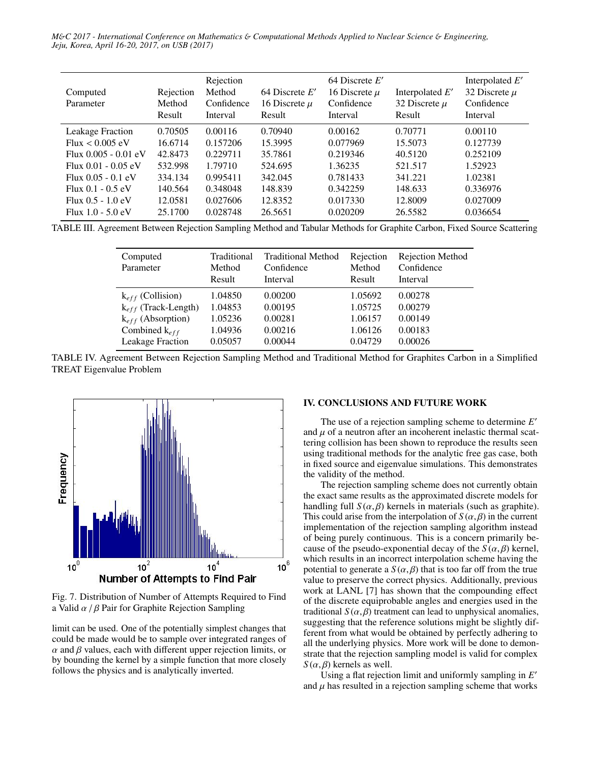| Computed Parameter | Rejection Method Result | Rejection Method Confidence Interval | 64 Discrete $E'$ 16 Discrete $\mu$ Result | 64 Discrete $E'$ 16 Discrete $\mu$ Confidence Interval | Interpolated $E'$ 32 Discrete $\mu$ Result | Interpolated $E'$ 32 Discrete $\mu$ Confidence Interval |
|---|---|---|---|---|---|---|
| Leakage Fraction | 0.70505 | 0.00116 | 0.70940 | 0.00162 | 0.70771 | 0.00110 |
| Flux < 0.005 eV | 16.6714 | 0.157206 | 15.3995 | 0.077969 | 15.5073 | 0.127739 |
| Flux 0.005 - 0.01 eV | 42.8473 | 0.229711 | 35.7861 | 0.219346 | 40.5120 | 0.252109 |
| Flux 0.01 - 0.05 eV | 532.998 | 1.79710 | 524.695 | 1.36235 | 521.517 | 1.52923 |
| Flux 0.05 - 0.1 eV | 334.134 | 0.995411 | 342.045 | 0.781433 | 341.221 | 1.02381 |
| Flux 0.1 - 0.5 eV | 140.564 | 0.348048 | 148.839 | 0.342259 | 148.633 | 0.336976 |
| Flux 0.5 - 1.0 eV | 12.0581 | 0.027606 | 12.8352 | 0.017330 | 12.8009 | 0.027009 |
| Flux 1.0 - 5.0 eV | 25.1700 | 0.028748 | 26.5651 | 0.020209 | 26.5582 | 0.036654 |

TABLE III. Agreement Between Rejection Sampling Method and Tabular Methods for Graphite Carbon, Fixed Source Scattering

| Computed Parameter | Traditional Method Result | Traditional Method Confidence Interval | Rejection Method Result | Rejection Method Confidence Interval |
|---|---|---|---|---|
| $k_{eff}$ (Collision) | 1.04850 | 0.00200 | 1.05692 | 0.00278 |
| $k_{eff}$ (Track-Length) | 1.04853 | 0.00195 | 1.05725 | 0.00279 |
| $k_{eff}$ (Absorption) | 1.05236 | 0.00281 | 1.06157 | 0.00149 |
| Combined $k_{eff}$ | 1.04936 | 0.00216 | 1.06126 | 0.00183 |
| Leakage Fraction | 0.05057 | 0.00044 | 0.04729 | 0.00026 |

TABLE IV. Agreement Between Rejection Sampling Method and Traditional Method for Graphites Carbon in a Simplified TREAT Eigenvalue Problem

Fig. 7. Distribution of Number of Attempts Required to Find a Valid $\alpha$ / $\beta$ Pair for Graphite Rejection Sampling

limit can be used. One of the potentially simplest changes that could be made would be to sample over integrated ranges of $\alpha$ and $\beta$ values, each with different upper rejection limits, or by bounding the kernel by a simple function that more closely follows the physics and is analytically inverted.

## IV. CONCLUSIONS AND FUTURE WORK

The use of a rejection sampling scheme to determine $E'$ and $\mu$ of a neutron after an incoherent inelastic thermal scattering collision has been shown to reproduce the results seen using traditional methods for the analytic free gas case, both in fixed source and eigenvalue simulations. This demonstrates the validity of the method.

The rejection sampling scheme does not currently obtain the exact same results as the approximated discrete models for handling full $S(\alpha,\beta)$ kernels in materials (such as graphite). This could arise from the interpolation of $S(\alpha,\beta)$ in the current implementation of the rejection sampling algorithm instead of being purely continuous. This is a concern primarily because of the pseudo-exponential decay of the $S(\alpha,\beta)$ kernel, which results in an incorrect interpolation scheme having the potential to generate a $S(\alpha,\beta)$ that is too far off from the true value to preserve the correct physics. Additionally, previous work at LANL [7] has shown that the compounding effect of the discrete equiprobable angles and energies used in the traditional $S(\alpha,\beta)$ treatment can lead to unphysical anomalies, suggesting that the reference solutions might be slightly different from what would be obtained by perfectly adhering to all the underlying physics. More work will be done to demonstrate that the rejection sampling model is valid for complex $S(\alpha,\beta)$ kernels as well.

Using a flat rejection limit and uniformly sampling in $E'$ and $\mu$ has resulted in a rejection sampling scheme that works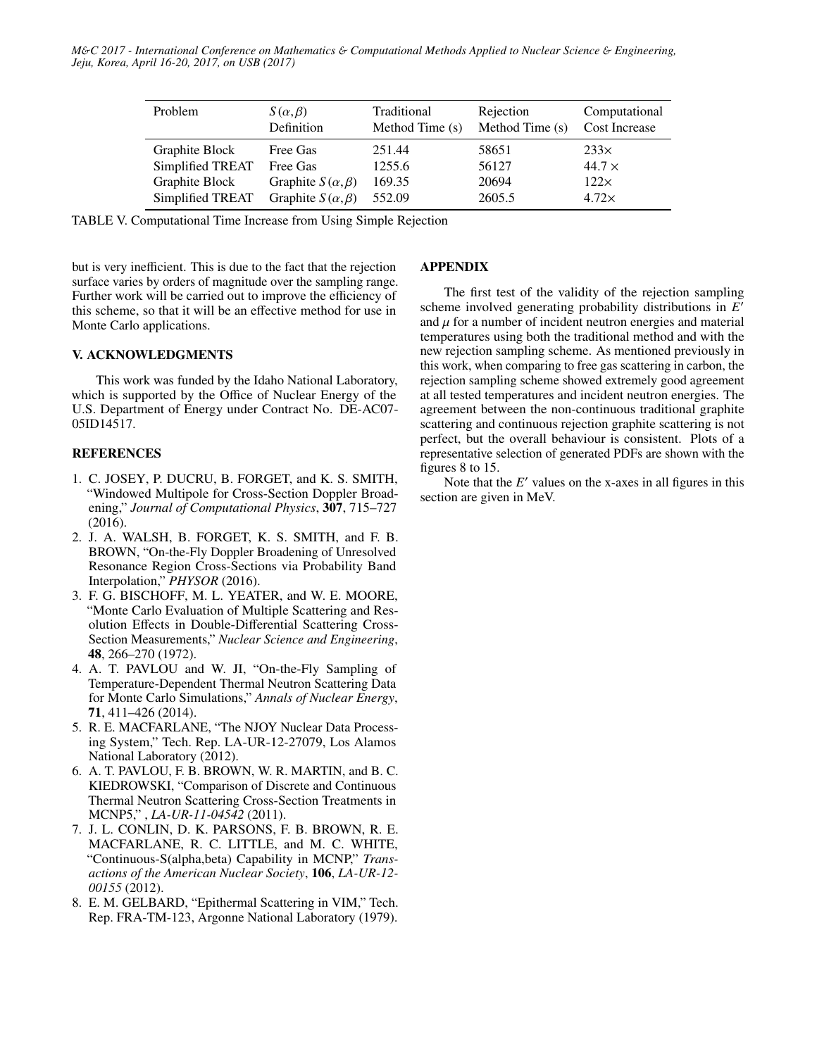| Problem | $S(\alpha,\beta)$ Definition | Traditional Method Time (s) | Rejection Method Time (s) | Computational Cost Increase |
|---|---|---|---|---|
| Graphite Block | Free Gas | 251.44 | 58651 | 233× |
| Simplified TREAT | Free Gas | 1255.6 | 56127 | 44.7 × |
| Graphite Block | Graphite $S(\alpha,\beta)$ | 169.35 | 20694 | 122× |
| Simplified TREAT | Graphite $S(\alpha,\beta)$ | 552.09 | 2605.5 | 4.72× |

TABLE V. Computational Time Increase from Using Simple Rejection

but is very inefficient. This is due to the fact that the rejection surface varies by orders of magnitude over the sampling range. Further work will be carried out to improve the efficiency of this scheme, so that it will be an effective method for use in Monte Carlo applications.

## V. ACKNOWLEDGMENTS

This work was funded by the Idaho National Laboratory, which is supported by the Office of Nuclear Energy of the U.S. Department of Energy under Contract No. DE-AC07-05ID14517.

## REFERENCES

1. C. JOSEY, P. DUCRU, B. FORGET, and K. S. SMITH, "Windowed Multipole for Cross-Section Doppler Broadening," *Journal of Computational Physics*, **307**, 715–727 (2016).
2. J. A. WALSH, B. FORGET, K. S. SMITH, and F. B. BROWN, "On-the-Fly Doppler Broadening of Unresolved Resonance Region Cross-Sections via Probability Band Interpolation," *PHYSOR* (2016).
3. F. G. BISCHOFF, M. L. YEATER, and W. E. MOORE, "Monte Carlo Evaluation of Multiple Scattering and Resolution Effects in Double-Differential Scattering Cross-Section Measurements," *Nuclear Science and Engineering*, **48**, 266–270 (1972).
4. A. T. PAVLOU and W. JI, "On-the-Fly Sampling of Temperature-Dependent Thermal Neutron Scattering Data for Monte Carlo Simulations," *Annals of Nuclear Energy*, **71**, 411–426 (2014).
5. R. E. MACFARLANE, "The NJOY Nuclear Data Processing System," Tech. Rep. LA-UR-12-27079, Los Alamos National Laboratory (2012).
6. A. T. PAVLOU, F. B. BROWN, W. R. MARTIN, and B. C. KIEDROWSKI, "Comparison of Discrete and Continuous Thermal Neutron Scattering Cross-Section Treatments in MCNP5," , *LA-UR-11-04542* (2011).
7. J. L. CONLIN, D. K. PARSONS, F. B. BROWN, R. E. MACFARLANE, R. C. LITTLE, and M. C. WHITE, "Continuous-S(alpha,beta) Capability in MCNP," *Transactions of the American Nuclear Society*, **106**, *LA-UR-12-00155* (2012).
8. E. M. GELBARD, "Epithermal Scattering in VIM," Tech. Rep. FRA-TM-123, Argonne National Laboratory (1979).

## APPENDIX

The first test of the validity of the rejection sampling scheme involved generating probability distributions in $E'$ and $\mu$ for a number of incident neutron energies and material temperatures using both the traditional method and with the new rejection sampling scheme. As mentioned previously in this work, when comparing to free gas scattering in carbon, the rejection sampling scheme showed extremely good agreement at all tested temperatures and incident neutron energies. The agreement between the non-continuous traditional graphite scattering and continuous rejection graphite scattering is not perfect, but the overall behaviour is consistent. Plots of a representative selection of generated PDFs are shown with the figures 8 to 15.

Note that the $E'$ values on the x-axes in all figures in this section are given in MeV.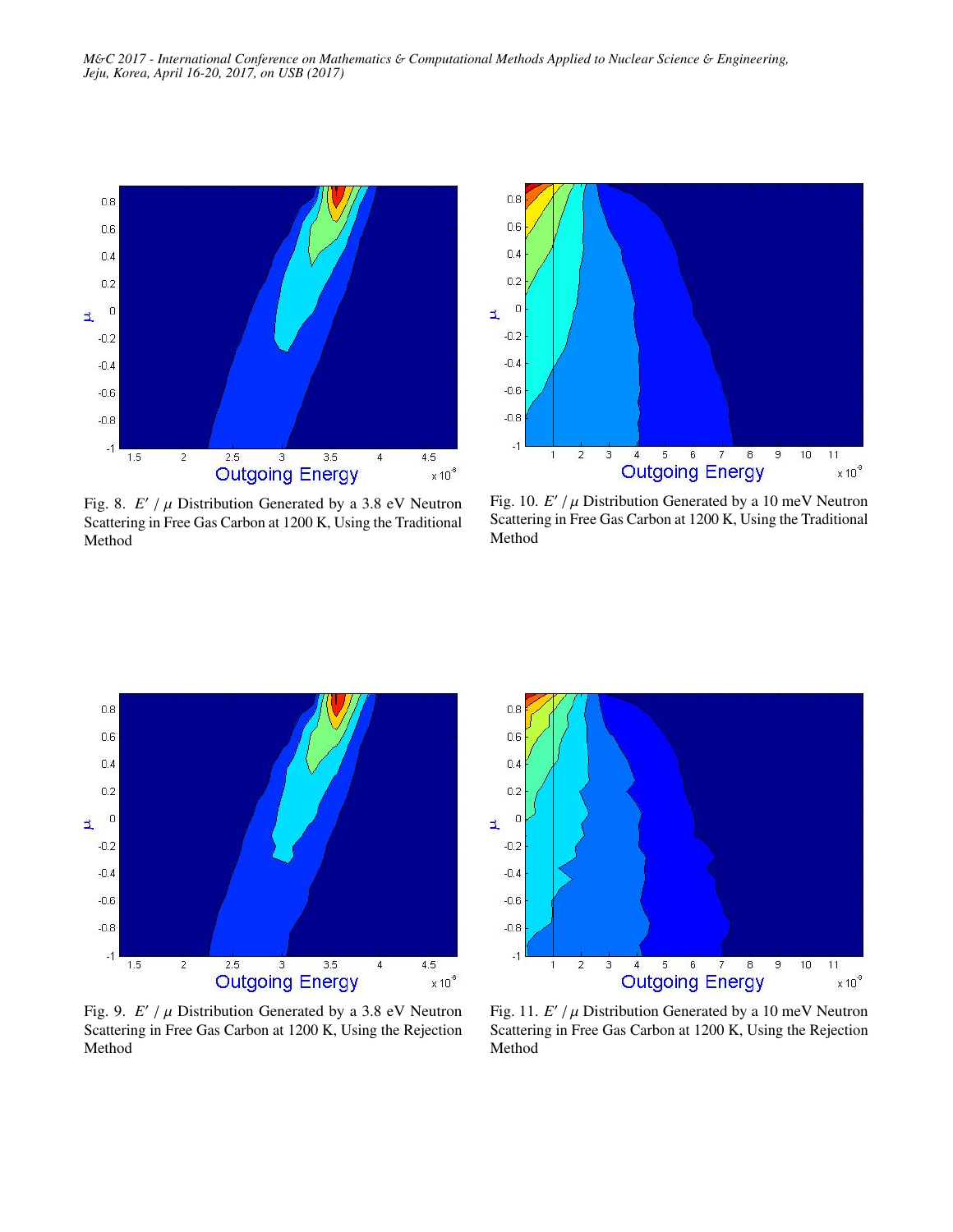Fig. 8. $E'$ / $\mu$ Distribution Generated by a 3.8 eV Neutron Scattering in Free Gas Carbon at 1200 K, Using the Traditional Method

Fig. 10. $E'$ / $\mu$ Distribution Generated by a 10 meV Neutron Scattering in Free Gas Carbon at 1200 K, Using the Traditional Method

Fig. 9. $E'$ / $\mu$ Distribution Generated by a 3.8 eV Neutron Scattering in Free Gas Carbon at 1200 K, Using the Rejection Method

Fig. 11. $E'$ / $\mu$ Distribution Generated by a 10 meV Neutron Scattering in Free Gas Carbon at 1200 K, Using the Rejection Method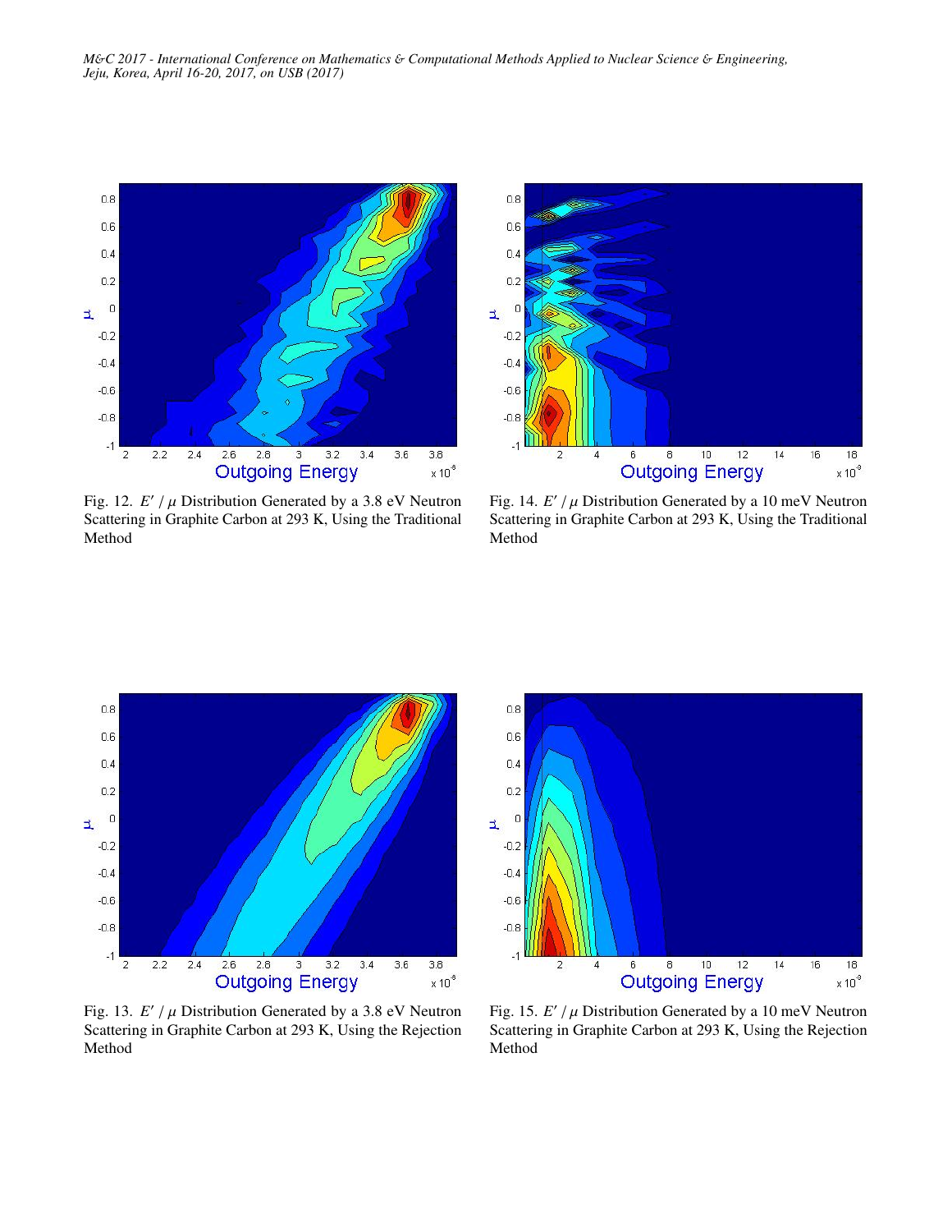0.8
0.6
0.4
0.2
0
-0.2
-0.4
-0.6
-0.8
-1

μ

2 2.2 2.4 2.6 2.8 3 3.2 3.4 3.6 3.8

Outgoing Energy

x 10^-6

Fig. 12. $E'$ / $\mu$ Distribution Generated by a 3.8 eV Neutron Scattering in Graphite Carbon at 293 K, Using the Traditional Method

0.8
0.6
0.4
0.2
0
-0.2
-0.4
-0.6
-0.8
-1

μ

2 4 6 8 10 12 14 16 18

Outgoing Energy

x 10^-9

Fig. 14. $E'$ / $\mu$ Distribution Generated by a 10 meV Neutron Scattering in Graphite Carbon at 293 K, Using the Traditional Method

0.8
0.6
0.4
0.2
0
-0.2
-0.4
-0.6
-0.8
-1

μ

2 2.2 2.4 2.6 2.8 3 3.2 3.4 3.6 3.8

Outgoing Energy

x 10^-6

Fig. 13. $E'$ / $\mu$ Distribution Generated by a 3.8 eV Neutron Scattering in Graphite Carbon at 293 K, Using the Rejection Method

0.8
0.6
0.4
0.2
0
-0.2
-0.4
-0.6
-0.8
-1

μ

2 4 6 8 10 12 14 16 18

Outgoing Energy

x 10^-9

Fig. 15. $E'$ / $\mu$ Distribution Generated by a 10 meV Neutron Scattering in Graphite Carbon at 293 K, Using the Rejection Method